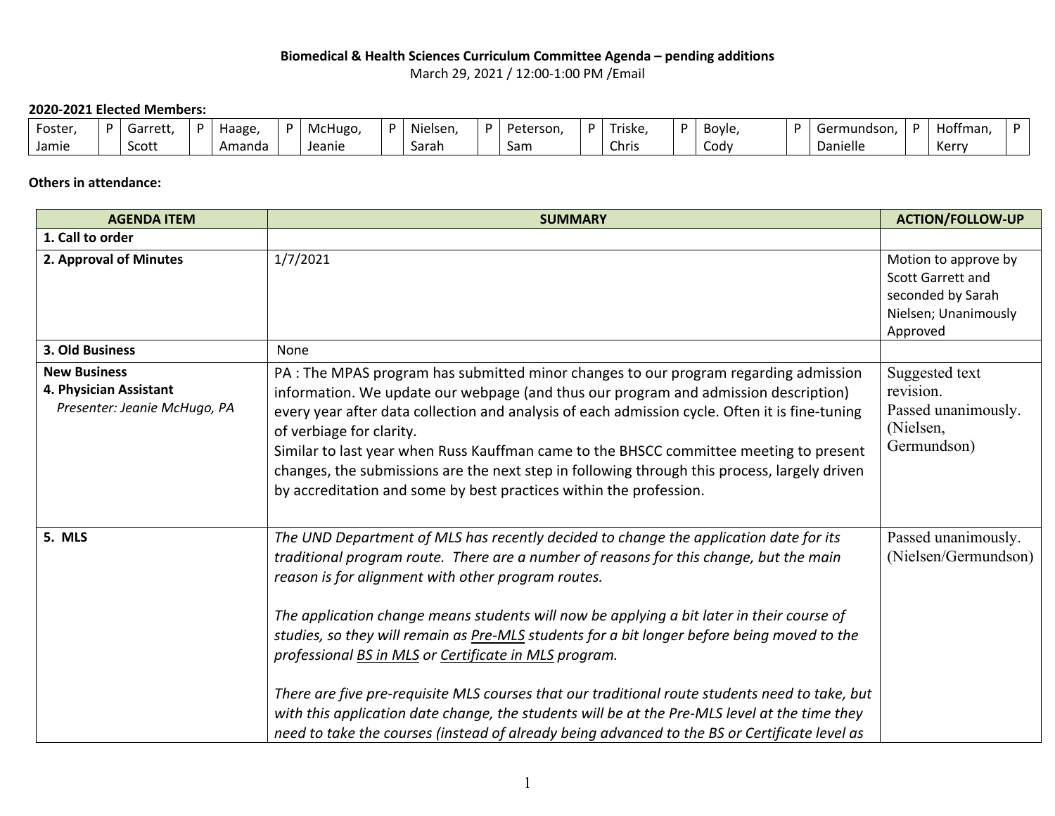**Biomedical & Health Sciences Curriculum Committee Agenda – pending additions**
March 29, 2021 / 12:00-1:00 PM /Email

**2020-2021 Elected Members:**

| Foster, Jamie | P | Garrett, Scott | P | Haage, Amanda | P | McHugo, Jeanie | P | Nielsen, Sarah | P | Peterson, Sam | P | Triske, Chris | P | Boyle, Cody | P | Germundson, Danielle | P | Hoffman, Kerry | P |
|---|---|---|---|---|---|---|---|---|---|---|---|---|---|---|---|---|---|---|---|

**Others in attendance:**

| AGENDA ITEM | SUMMARY | ACTION/FOLLOW-UP |
|---|---|---|
| **1. Call to order** | | |
| **2. Approval of Minutes** | 1/7/2021 | Motion to approve by Scott Garrett and seconded by Sarah Nielsen; Unanimously Approved |
| **3. Old Business** | None | |
| **New Business**<br>**4. Physician Assistant**<br>*Presenter: Jeanie McHugo, PA* | PA : The MPAS program has submitted minor changes to our program regarding admission information. We update our webpage (and thus our program and admission description) every year after data collection and analysis of each admission cycle. Often it is fine-tuning of verbiage for clarity.<br>Similar to last year when Russ Kauffman came to the BHSCC committee meeting to present changes, the submissions are the next step in following through this process, largely driven by accreditation and some by best practices within the profession. | Suggested text revision.<br>Passed unanimously. (Nielsen, Germundson) |
| **5. MLS** | *The UND Department of MLS has recently decided to change the application date for its traditional program route. There are a number of reasons for this change, but the main reason is for alignment with other program routes.*<br><br>*The application change means students will now be applying a bit later in their course of studies, so they will remain as <u>Pre-MLS</u> students for a bit longer before being moved to the professional <u>BS in MLS</u> or <u>Certificate in MLS</u> program.*<br><br>*There are five pre-requisite MLS courses that our traditional route students need to take, but with this application date change, the students will be at the Pre-MLS level at the time they need to take the courses (instead of already being advanced to the BS or Certificate level as* | Passed unanimously. (Nielsen/Germundson) |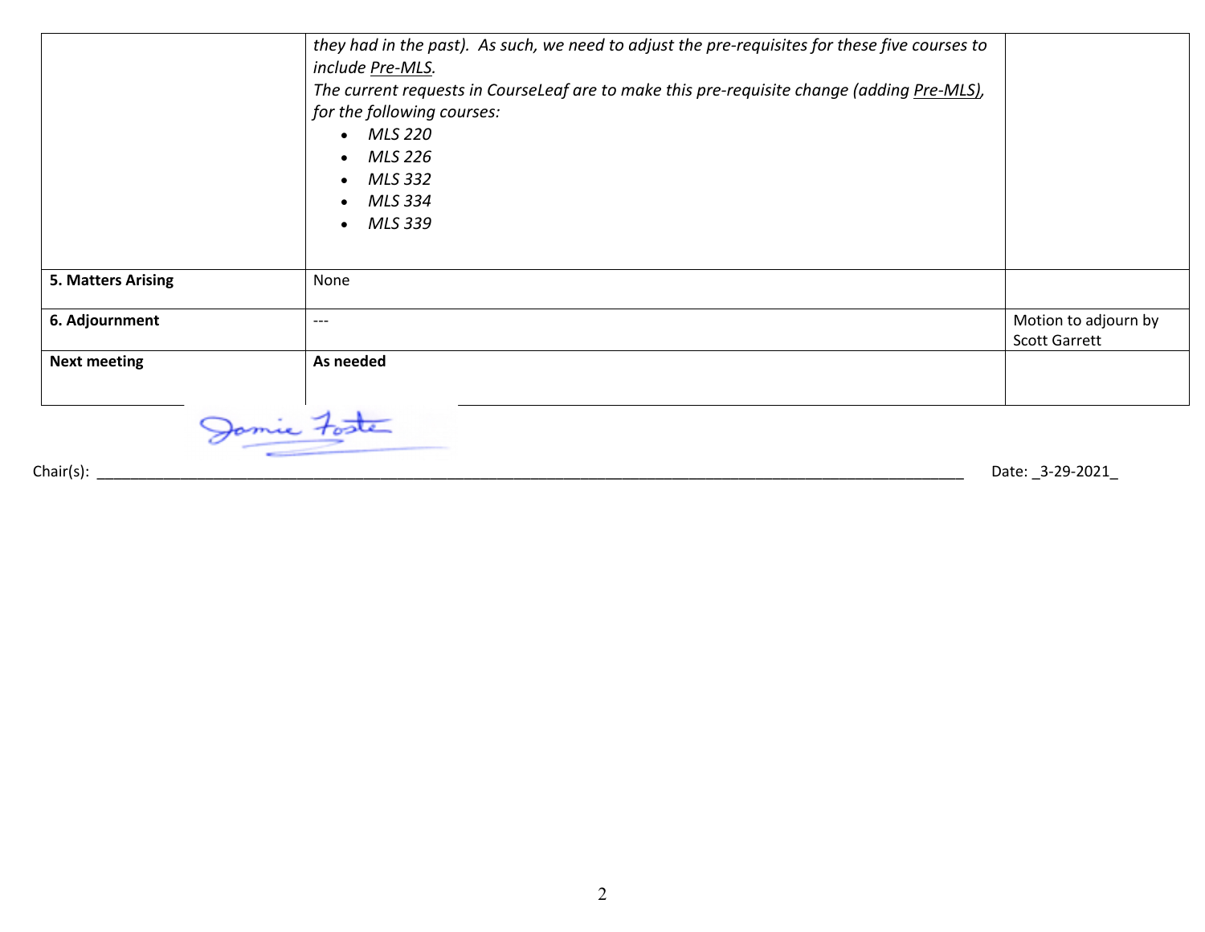| | | |
|---|---|---|
| | *they had in the past). As such, we need to adjust the pre-requisites for these five courses to include Pre-MLS.*<br>*The current requests in CourseLeaf are to make this pre-requisite change (adding Pre-MLS), for the following courses:*<br>• *MLS 220*<br>• *MLS 226*<br>• *MLS 332*<br>• *MLS 334*<br>• *MLS 339* | |
| **5. Matters Arising** | None | |
| **6. Adjournment** | --- | Motion to adjourn by Scott Garrett |
| **Next meeting** | **As needed** | |

Chair(s): Jamie Foster ____________________ Date: _3-29-2021_